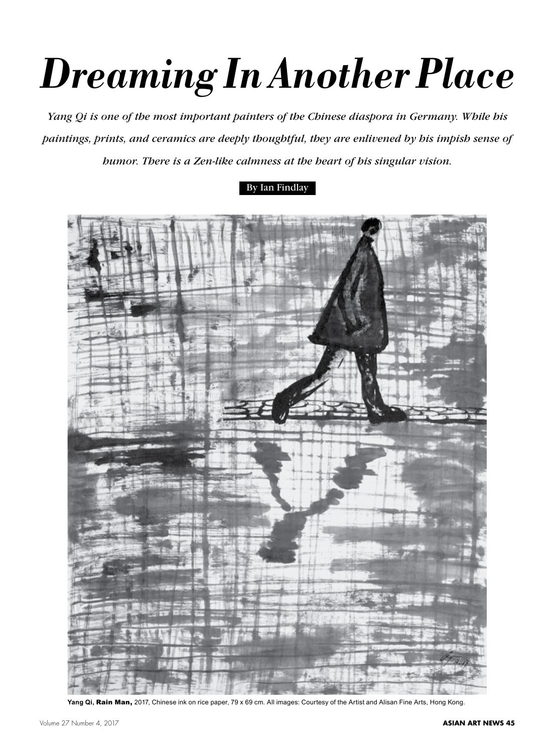# Dreaming In Another Place

*Yang Qi is one of the most important painters of the Chinese diaspora in Germany. While his paintings, prints, and ceramics are deeply thoughtful, they are enlivened by his impish sense of humor. There is a Zen-like calmness at the heart of his singular vision.*

By Ian Findlay

**Yang Qi, Rain Man,** 2017, Chinese ink on rice paper, 79 x 69 cm. All images: Courtesy of the Artist and Alisan Fine Arts, Hong Kong.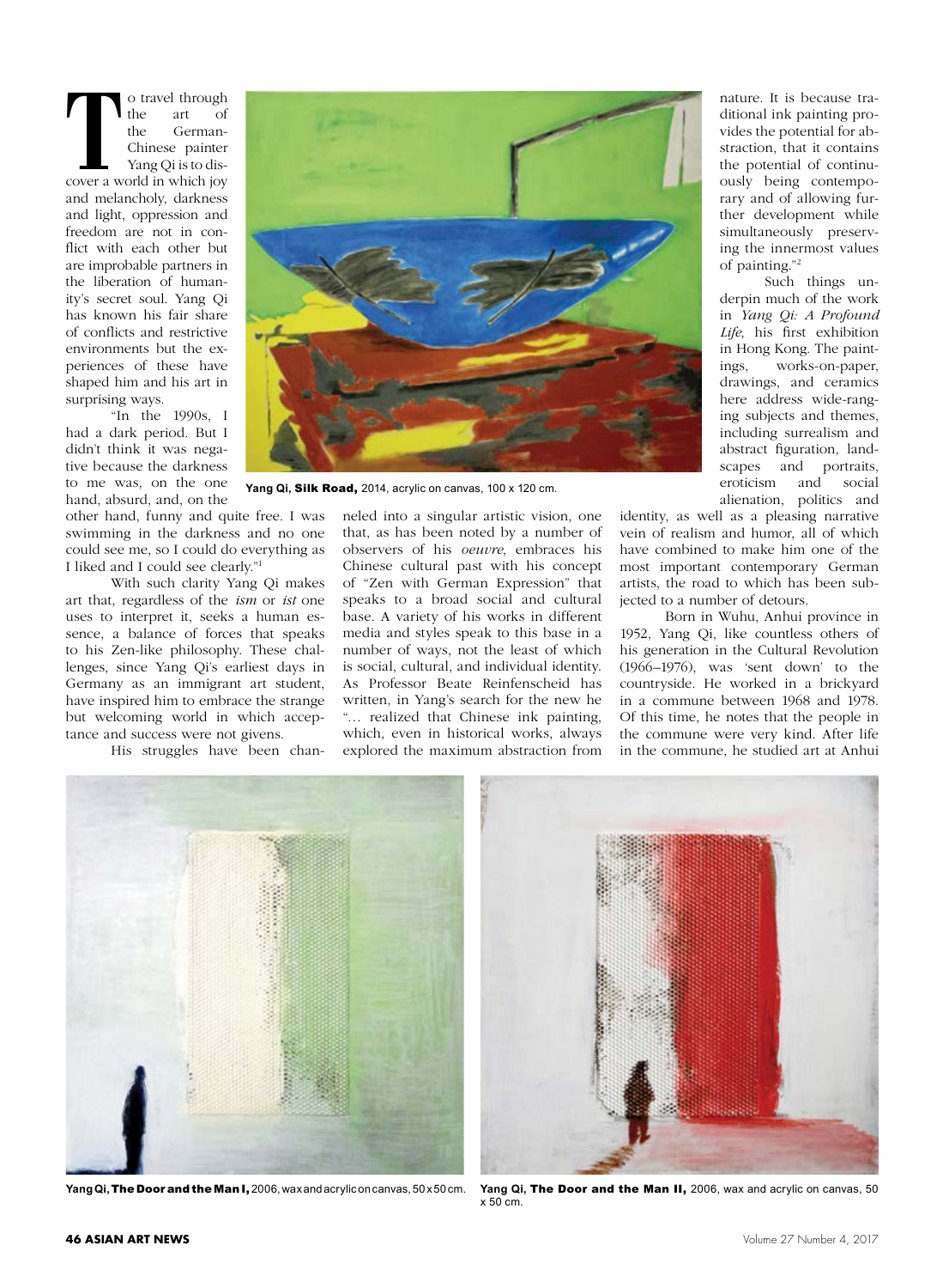To travel through the art of the German-Chinese painter Yang Qi is to discover a world in which joy and melancholy, darkness and light, oppression and freedom are not in conflict with each other but are improbable partners in the liberation of humanity's secret soul. Yang Qi has known his fair share of conflicts and restrictive environments but the experiences of these have shaped him and his art in surprising ways.

"In the 1990s, I had a dark period. But I didn't think it was negative because the darkness to me was, on the one hand, absurd, and, on the other hand, funny and quite free. I was swimming in the darkness and no one could see me, so I could do everything as I liked and I could see clearly."[1]

With such clarity Yang Qi makes art that, regardless of the *ism* or *ist* one uses to interpret it, seeks a human essence, a balance of forces that speaks to his Zen-like philosophy. These challenges, since Yang Qi's earliest days in Germany as an immigrant art student, have inspired him to embrace the strange but welcoming world in which acceptance and success were not givens.

His struggles have been channeled into a singular artistic vision, one that, as has been noted by a number of observers of his *oeuvre*, embraces his Chinese cultural past with his concept of "Zen with German Expression" that speaks to a broad social and cultural base. A variety of his works in different media and styles speak to this base in a number of ways, not the least of which is social, cultural, and individual identity. As Professor Beate Reinfenscheid has written, in Yang's search for the new he "… realized that Chinese ink painting, which, even in historical works, always explored the maximum abstraction from nature. It is because traditional ink painting provides the potential for abstraction, that it contains the potential of continuously being contemporary and of allowing further development while simultaneously preserving the innermost values of painting."[2]

Yang Qi, **Silk Road,** 2014, acrylic on canvas, 100 x 120 cm.

Such things underpin much of the work in *Yang Qi: A Profound Life*, his first exhibition in Hong Kong. The paintings, works-on-paper, drawings, and ceramics here address wide-ranging subjects and themes, including surrealism and abstract figuration, landscapes and portraits, eroticism and social alienation, politics and identity, as well as a pleasing narrative vein of realism and humor, all of which have combined to make him one of the most important contemporary German artists, the road to which has been subjected to a number of detours.

Born in Wuhu, Anhui province in 1952, Yang Qi, like countless others of his generation in the Cultural Revolution (1966–1976), was 'sent down' to the countryside. He worked in a brickyard in a commune between 1968 and 1978. Of this time, he notes that the people in the commune were very kind. After life in the commune, he studied art at Anhui

Yang Qi, **The Door and the Man I,** 2006, wax and acrylic on canvas, 50 x 50 cm.

Yang Qi, **The Door and the Man II,** 2006, wax and acrylic on canvas, 50 x 50 cm.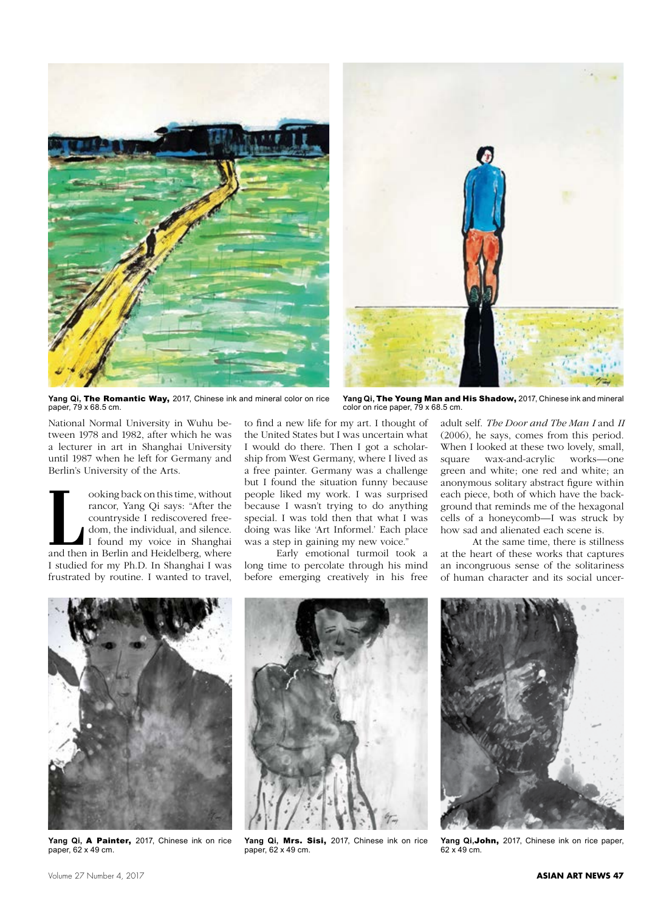Yang Qi, **The Romantic Way,** 2017, Chinese ink and mineral color on rice paper, 79 x 68.5 cm.

Yang Qi, **The Young Man and His Shadow,** 2017, Chinese ink and mineral color on rice paper, 79 x 68.5 cm.

National Normal University in Wuhu between 1978 and 1982, after which he was a lecturer in art in Shanghai University until 1987 when he left for Germany and Berlin's University of the Arts.

Looking back on this time, without rancor, Yang Qi says: "After the countryside I rediscovered freedom, the individual, and silence. I found my voice in Shanghai and then in Berlin and Heidelberg, where I studied for my Ph.D. In Shanghai I was frustrated by routine. I wanted to travel, to find a new life for my art. I thought of the United States but I was uncertain what I would do there. Then I got a scholarship from West Germany, where I lived as a free painter. Germany was a challenge but I found the situation funny because people liked my work. I was surprised because I wasn't trying to do anything special. I was told then that what I was doing was like 'Art Informel.' Each place was a step in gaining my new voice."

Early emotional turmoil took a long time to percolate through his mind before emerging creatively in his free adult self. *The Door and The Man I* and *II* (2006), he says, comes from this period. When I looked at these two lovely, small, square wax-and-acrylic works—one green and white; one red and white; an anonymous solitary abstract figure within each piece, both of which have the background that reminds me of the hexagonal cells of a honeycomb—I was struck by how sad and alienated each scene is.

At the same time, there is stillness at the heart of these works that captures an incongruous sense of the solitariness of human character and its social uncer-

Yang Qi, **A Painter,** 2017, Chinese ink on rice paper, 62 x 49 cm.

Yang Qi, **Mrs. Sisi,** 2017, Chinese ink on rice paper, 62 x 49 cm.

Yang Qi,**John,** 2017, Chinese ink on rice paper, 62 x 49 cm.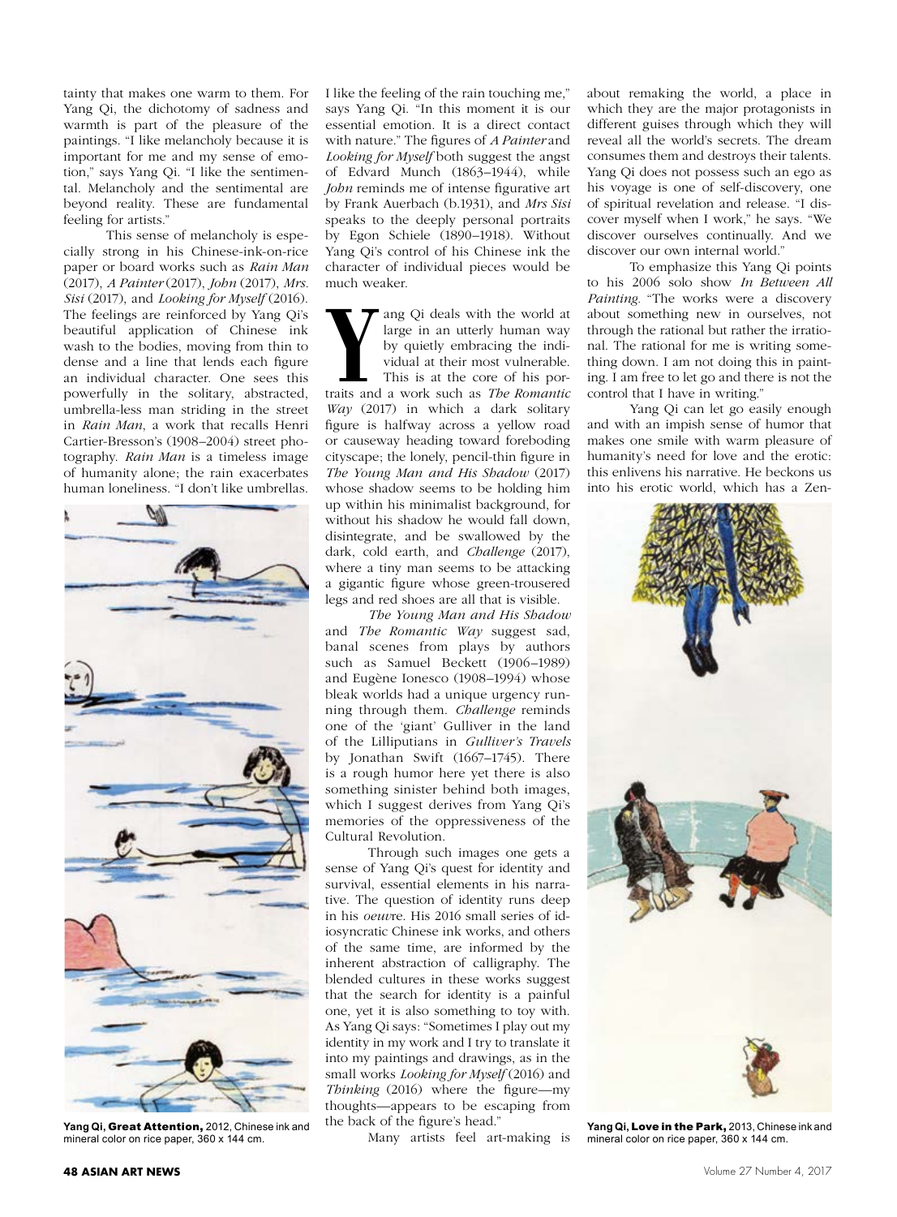tainty that makes one warm to them. For Yang Qi, the dichotomy of sadness and warmth is part of the pleasure of the paintings. "I like melancholy because it is important for me and my sense of emotion," says Yang Qi. "I like the sentimental. Melancholy and the sentimental are beyond reality. These are fundamental feeling for artists."

This sense of melancholy is especially strong in his Chinese-ink-on-rice paper or board works such as *Rain Man* (2017), *A Painter* (2017), *John* (2017), *Mrs. Sisi* (2017), and *Looking for Myself* (2016). The feelings are reinforced by Yang Qi's beautiful application of Chinese ink wash to the bodies, moving from thin to dense and a line that lends each figure an individual character. One sees this powerfully in the solitary, abstracted, umbrella-less man striding in the street in *Rain Man*, a work that recalls Henri Cartier-Bresson's (1908–2004) street photography. *Rain Man* is a timeless image of humanity alone; the rain exacerbates human loneliness. "I don't like umbrellas. I like the feeling of the rain touching me," says Yang Qi. "In this moment it is our essential emotion. It is a direct contact with nature." The figures of *A Painter* and *Looking for Myself* both suggest the angst of Edvard Munch (1863–1944), while *John* reminds me of intense figurative art by Frank Auerbach (b.1931), and *Mrs Sisi* speaks to the deeply personal portraits by Egon Schiele (1890–1918). Without Yang Qi's control of his Chinese ink the character of individual pieces would be much weaker.

Yang Qi deals with the world at large in an utterly human way by quietly embracing the individual at their most vulnerable. This is at the core of his portraits and a work such as *The Romantic Way* (2017) in which a dark solitary figure is halfway across a yellow road or causeway heading toward foreboding cityscape; the lonely, pencil-thin figure in *The Young Man and His Shadow* (2017) whose shadow seems to be holding him up within his minimalist background, for without his shadow he would fall down, disintegrate, and be swallowed by the dark, cold earth, and *Challenge* (2017), where a tiny man seems to be attacking a gigantic figure whose green-trousered legs and red shoes are all that is visible.

*The Young Man and His Shadow* and *The Romantic Way* suggest sad, banal scenes from plays by authors such as Samuel Beckett (1906–1989) and Eugène Ionesco (1908–1994) whose bleak worlds had a unique urgency running through them. *Challenge* reminds one of the 'giant' Gulliver in the land of the Lilliputians in *Gulliver's Travels* by Jonathan Swift (1667–1745). There is a rough humor here yet there is also something sinister behind both images, which I suggest derives from Yang Qi's memories of the oppressiveness of the Cultural Revolution.

Through such images one gets a sense of Yang Qi's quest for identity and survival, essential elements in his narrative. The question of identity runs deep in his *oeuvre*. His 2016 small series of idiosyncratic Chinese ink works, and others of the same time, are informed by the inherent abstraction of calligraphy. The blended cultures in these works suggest that the search for identity is a painful one, yet it is also something to toy with. As Yang Qi says: "Sometimes I play out my identity in my work and I try to translate it into my paintings and drawings, as in the small works *Looking for Myself* (2016) and *Thinking* (2016) where the figure—my thoughts—appears to be escaping from the back of the figure's head."

Many artists feel art-making is about remaking the world, a place in which they are the major protagonists in different guises through which they will reveal all the world's secrets. The dream consumes them and destroys their talents. Yang Qi does not possess such an ego as his voyage is one of self-discovery, one of spiritual revelation and release. "I discover myself when I work," he says. "We discover ourselves continually. And we discover our own internal world."

To emphasize this Yang Qi points to his 2006 solo show *In Between All Painting*. "The works were a discovery about something new in ourselves, not through the rational but rather the irrational. The rational for me is writing something down. I am not doing this in painting. I am free to let go and there is not the control that I have in writing."

Yang Qi can let go easily enough and with an impish sense of humor that makes one smile with warm pleasure of humanity's need for love and the erotic: this enlivens his narrative. He beckons us into his erotic world, which has a Zen-

**Yang Qi, Great Attention,** 2012, Chinese ink and mineral color on rice paper, 360 x 144 cm.

**Yang Qi, Love in the Park,** 2013, Chinese ink and mineral color on rice paper, 360 x 144 cm.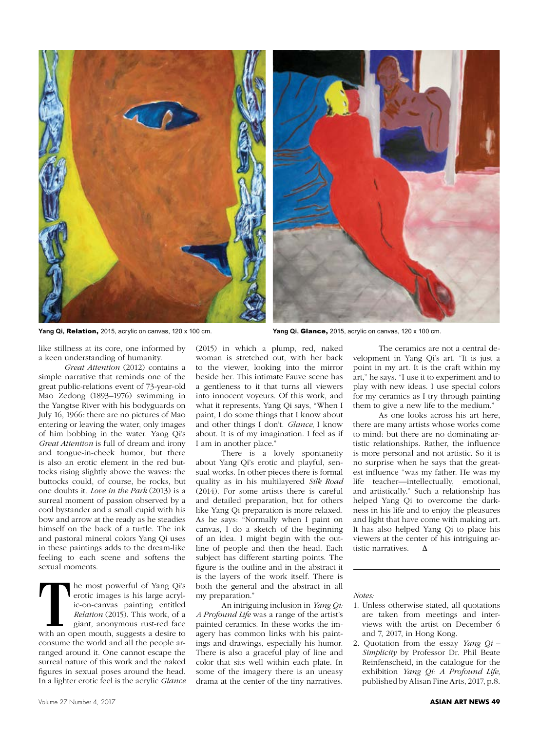Yang Qi, **Relation,** 2015, acrylic on canvas, 120 x 100 cm.

Yang Qi, **Glance,** 2015, acrylic on canvas, 120 x 100 cm.

like stillness at its core, one informed by a keen understanding of humanity.

*Great Attention* (2012) contains a simple narrative that reminds one of the great public-relations event of 73-year-old Mao Zedong (1893–1976) swimming in the Yangtse River with his bodyguards on July 16, 1966: there are no pictures of Mao entering or leaving the water, only images of him bobbing in the water. Yang Qi's *Great Attention* is full of dream and irony and tongue-in-cheek humor, but there is also an erotic element in the red buttocks rising slightly above the waves: the buttocks could, of course, be rocks, but one doubts it. *Love in the Park* (2013) is a surreal moment of passion observed by a cool bystander and a small cupid with his bow and arrow at the ready as he steadies himself on the back of a turtle. The ink and pastoral mineral colors Yang Qi uses in these paintings adds to the dream-like feeling to each scene and softens the sexual moments.

The most powerful of Yang Qi's erotic images is his large acrylic-on-canvas painting entitled *Relation* (2015). This work, of a giant, anonymous rust-red face with an open mouth, suggests a desire to consume the world and all the people arranged around it. One cannot escape the surreal nature of this work and the naked figures in sexual poses around the head. In a lighter erotic feel is the acrylic *Glance* (2015) in which a plump, red, naked woman is stretched out, with her back to the viewer, looking into the mirror beside her. This intimate Fauve scene has a gentleness to it that turns all viewers into innocent voyeurs. Of this work, and what it represents, Yang Qi says, "When I paint, I do some things that I know about and other things I don't. *Glance*, I know about. It is of my imagination. I feel as if I am in another place."

There is a lovely spontaneity about Yang Qi's erotic and playful, sensual works. In other pieces there is formal quality as in his multilayered *Silk Road* (2014). For some artists there is careful and detailed preparation, but for others like Yang Qi preparation is more relaxed. As he says: "Normally when I paint on canvas, I do a sketch of the beginning of an idea. I might begin with the outline of people and then the head. Each subject has different starting points. The figure is the outline and in the abstract it is the layers of the work itself. There is both the general and the abstract in all my preparation."

An intriguing inclusion in *Yang Qi: A Profound Life* was a range of the artist's painted ceramics. In these works the imagery has common links with his paintings and drawings, especially his humor. There is also a graceful play of line and color that sits well within each plate. In some of the imagery there is an uneasy drama at the center of the tiny narratives.

The ceramics are not a central development in Yang Qi's art. "It is just a point in my art. It is the craft within my art," he says. "I use it to experiment and to play with new ideas. I use special colors for my ceramics as I try through painting them to give a new life to the medium."

As one looks across his art here, there are many artists whose works come to mind: but there are no dominating artistic relationships. Rather, the influence is more personal and not artistic. So it is no surprise when he says that the greatest influence "was my father. He was my life teacher—intellectually, emotional, and artistically." Such a relationship has helped Yang Qi to overcome the darkness in his life and to enjoy the pleasures and light that have come with making art. It has also helped Yang Qi to place his viewers at the center of his intriguing artistic narratives. Δ

*Notes:*

1. Unless otherwise stated, all quotations are taken from meetings and interviews with the artist on December 6 and 7, 2017, in Hong Kong.
2. Quotation from the essay *Yang Qi – Simplicity* by Professor Dr. Phil Beate Reinfenscheid, in the catalogue for the exhibition *Yang Qi: A Profound Life*, published by Alisan Fine Arts, 2017, p.8.